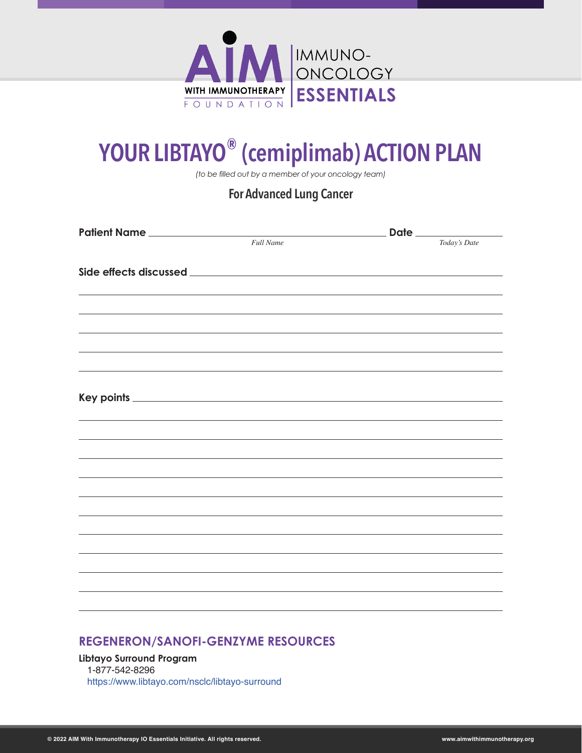AIM WITH IMMUNOTHERAPY FOUNDATION | IMMUNO-ONCOLOGY ESSENTIALS

# YOUR LIBTAYO® (cemiplimab) ACTION PLAN

*(to be filled out by a member of your oncology team)*

## For Advanced Lung Cancer

**Patient Name** ______________________________ **Date** ______________
*Full Name* *Today's Date*

**Side effects discussed** ______________________________________________

______________________________________________________________________

______________________________________________________________________

______________________________________________________________________

______________________________________________________________________

______________________________________________________________________

**Key points** _______________________________________________________

______________________________________________________________________

______________________________________________________________________

______________________________________________________________________

______________________________________________________________________

______________________________________________________________________

______________________________________________________________________

______________________________________________________________________

______________________________________________________________________

______________________________________________________________________

______________________________________________________________________

______________________________________________________________________

## REGENERON/SANOFI-GENZYME RESOURCES

**Libtayo Surround Program**
1-877-542-8296
https://www.libtayo.com/nsclc/libtayo-surround

© 2022 AIM With Immunotherapy IO Essentials Initiative. All rights reserved. www.aimwithimmunotherapy.org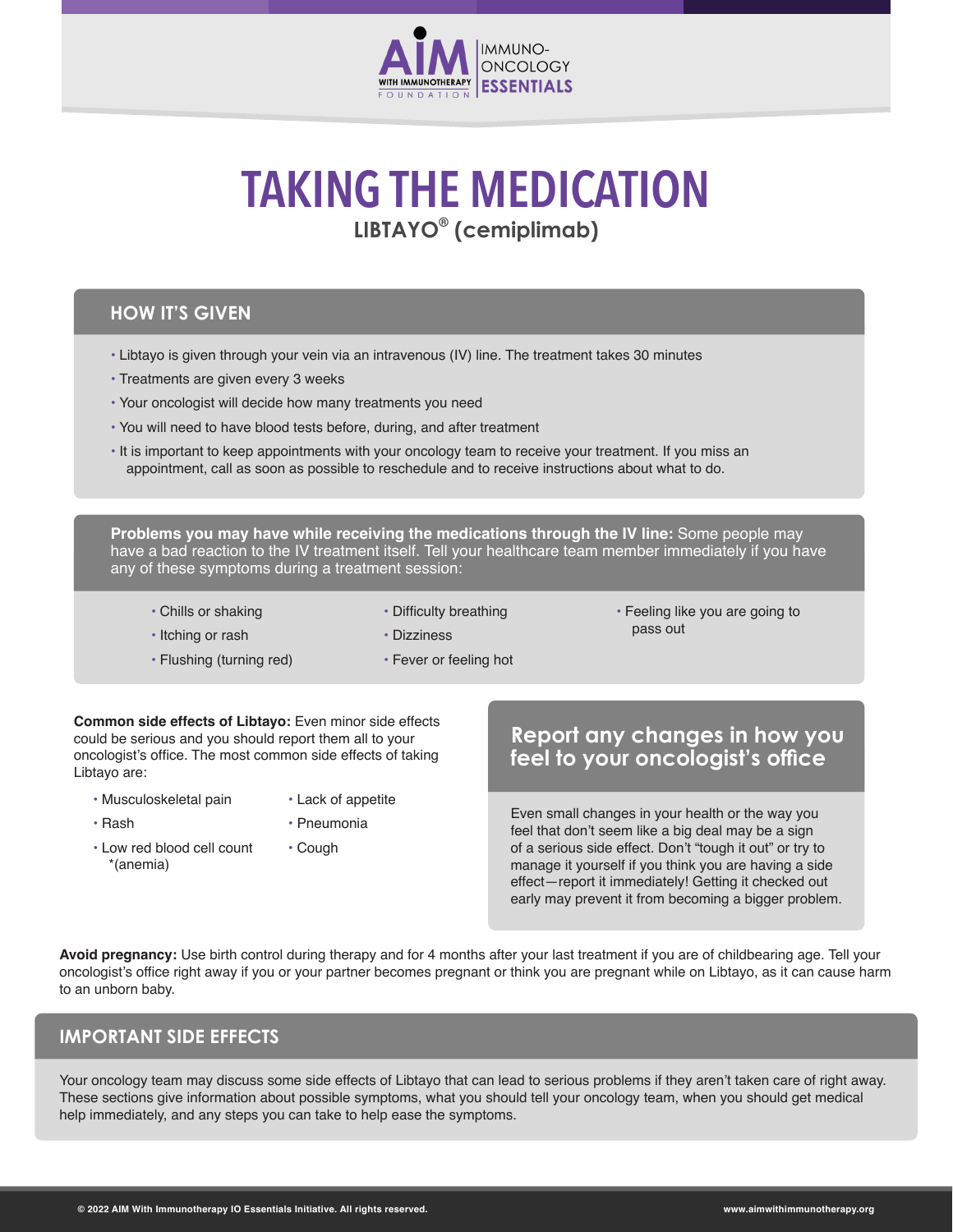# TAKING THE MEDICATION

**LIBTAYO® (cemiplimab)**

## HOW IT'S GIVEN

- Libtayo is given through your vein via an intravenous (IV) line. The treatment takes 30 minutes
- Treatments are given every 3 weeks
- Your oncologist will decide how many treatments you need
- You will need to have blood tests before, during, and after treatment
- It is important to keep appointments with your oncology team to receive your treatment. If you miss an appointment, call as soon as possible to reschedule and to receive instructions about what to do.

**Problems you may have while receiving the medications through the IV line:** Some people may have a bad reaction to the IV treatment itself. Tell your healthcare team member immediately if you have any of these symptoms during a treatment session:

- Chills or shaking
- Itching or rash
- Flushing (turning red)
- Difficulty breathing
- Dizziness
- Fever or feeling hot
- Feeling like you are going to pass out

**Common side effects of Libtayo:** Even minor side effects could be serious and you should report them all to your oncologist's office. The most common side effects of taking Libtayo are:

- Musculoskeletal pain
- Rash
- Low red blood cell count *(anemia)
- Lack of appetite
- Pneumonia
- Cough

## Report any changes in how you feel to your oncologist's office

Even small changes in your health or the way you feel that don't seem like a big deal may be a sign of a serious side effect. Don't "tough it out" or try to manage it yourself if you think you are having a side effect—report it immediately! Getting it checked out early may prevent it from becoming a bigger problem.

**Avoid pregnancy:** Use birth control during therapy and for 4 months after your last treatment if you are of childbearing age. Tell your oncologist's office right away if you or your partner becomes pregnant or think you are pregnant while on Libtayo, as it can cause harm to an unborn baby.

## IMPORTANT SIDE EFFECTS

Your oncology team may discuss some side effects of Libtayo that can lead to serious problems if they aren't taken care of right away. These sections give information about possible symptoms, what you should tell your oncology team, when you should get medical help immediately, and any steps you can take to help ease the symptoms.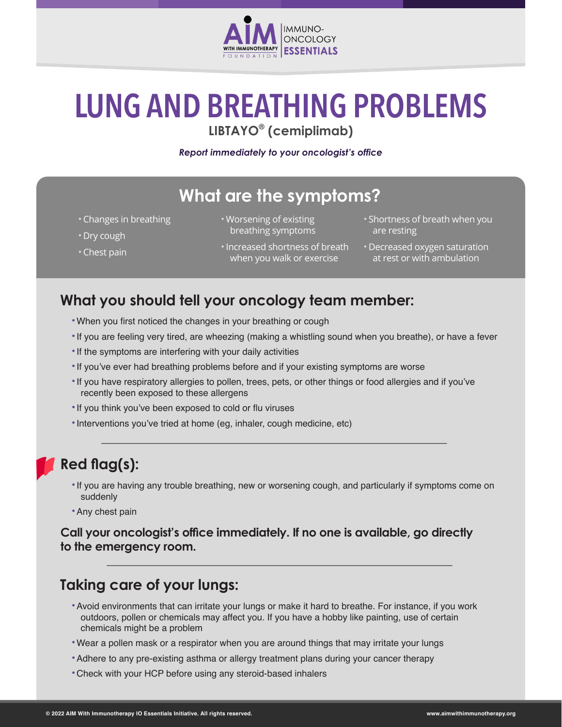# LUNG AND BREATHING PROBLEMS

**LIBTAYO® (cemiplimab)**

***Report immediately to your oncologist's office***

## What are the symptoms?

- Changes in breathing
- Dry cough
- Chest pain
- Worsening of existing breathing symptoms
- Increased shortness of breath when you walk or exercise
- Shortness of breath when you are resting
- Decreased oxygen saturation at rest or with ambulation

## What you should tell your oncology team member:

- When you first noticed the changes in your breathing or cough
- If you are feeling very tired, are wheezing (making a whistling sound when you breathe), or have a fever
- If the symptoms are interfering with your daily activities
- If you've ever had breathing problems before and if your existing symptoms are worse
- If you have respiratory allergies to pollen, trees, pets, or other things or food allergies and if you've recently been exposed to these allergens
- If you think you've been exposed to cold or flu viruses
- Interventions you've tried at home (eg, inhaler, cough medicine, etc)

---

## Red flag(s):

- If you are having any trouble breathing, new or worsening cough, and particularly if symptoms come on suddenly
- Any chest pain

**Call your oncologist's office immediately. If no one is available, go directly to the emergency room.**

---

## Taking care of your lungs:

- Avoid environments that can irritate your lungs or make it hard to breathe. For instance, if you work outdoors, pollen or chemicals may affect you. If you have a hobby like painting, use of certain chemicals might be a problem
- Wear a pollen mask or a respirator when you are around things that may irritate your lungs
- Adhere to any pre-existing asthma or allergy treatment plans during your cancer therapy
- Check with your HCP before using any steroid-based inhalers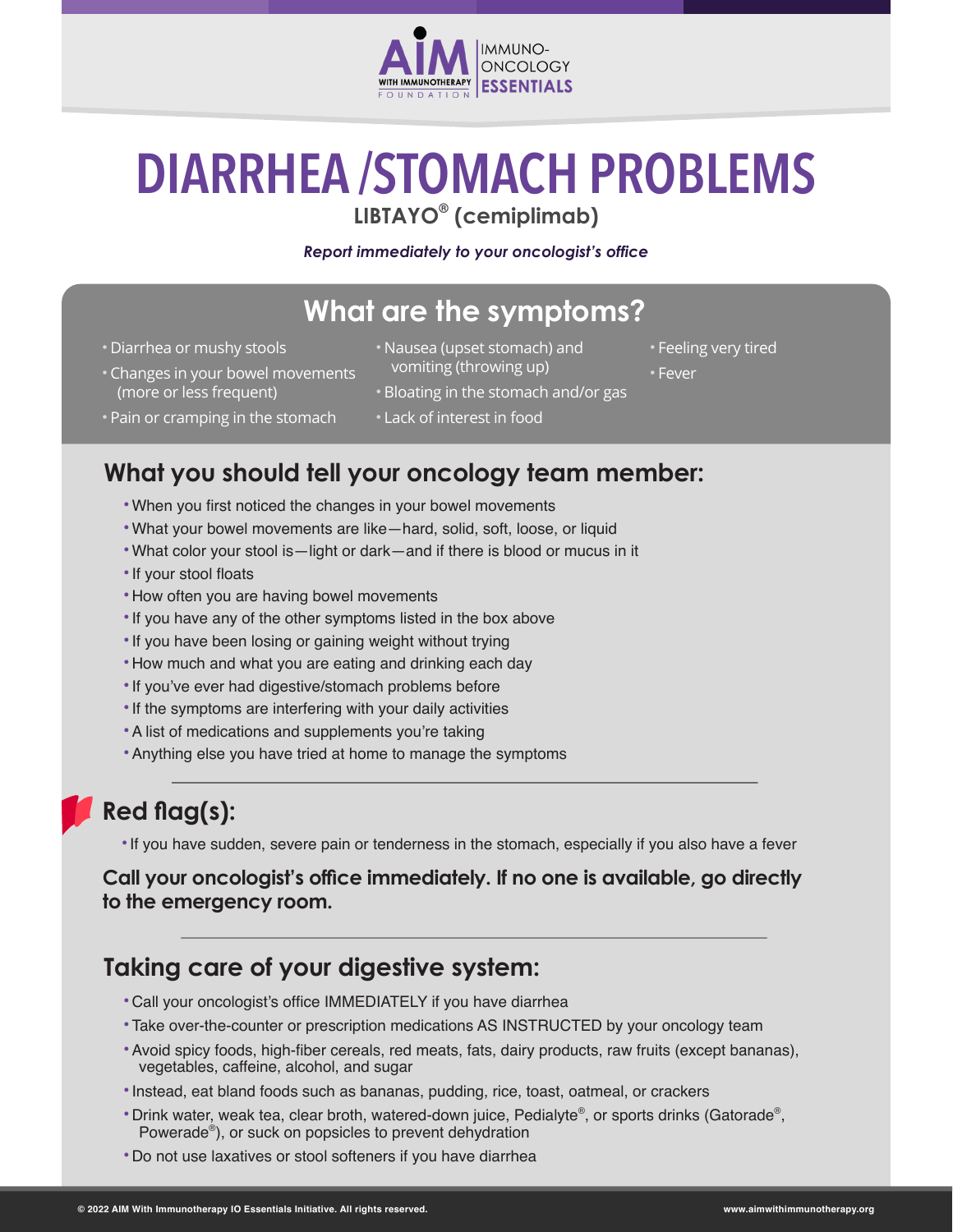# DIARRHEA /STOMACH PROBLEMS

**LIBTAYO® (cemiplimab)**

***Report immediately to your oncologist's office***

## What are the symptoms?

- Diarrhea or mushy stools
- Changes in your bowel movements (more or less frequent)
- Pain or cramping in the stomach
- Nausea (upset stomach) and vomiting (throwing up)
- Bloating in the stomach and/or gas
- Lack of interest in food
- Feeling very tired
- Fever

## What you should tell your oncology team member:

- When you first noticed the changes in your bowel movements
- What your bowel movements are like—hard, solid, soft, loose, or liquid
- What color your stool is—light or dark—and if there is blood or mucus in it
- If your stool floats
- How often you are having bowel movements
- If you have any of the other symptoms listed in the box above
- If you have been losing or gaining weight without trying
- How much and what you are eating and drinking each day
- If you've ever had digestive/stomach problems before
- If the symptoms are interfering with your daily activities
- A list of medications and supplements you're taking
- Anything else you have tried at home to manage the symptoms

## Red flag(s):

- If you have sudden, severe pain or tenderness in the stomach, especially if you also have a fever

**Call your oncologist's office immediately. If no one is available, go directly to the emergency room.**

## Taking care of your digestive system:

- Call your oncologist's office IMMEDIATELY if you have diarrhea
- Take over-the-counter or prescription medications AS INSTRUCTED by your oncology team
- Avoid spicy foods, high-fiber cereals, red meats, fats, dairy products, raw fruits (except bananas), vegetables, caffeine, alcohol, and sugar
- Instead, eat bland foods such as bananas, pudding, rice, toast, oatmeal, or crackers
- Drink water, weak tea, clear broth, watered-down juice, Pedialyte®, or sports drinks (Gatorade®, Powerade®), or suck on popsicles to prevent dehydration
- Do not use laxatives or stool softeners if you have diarrhea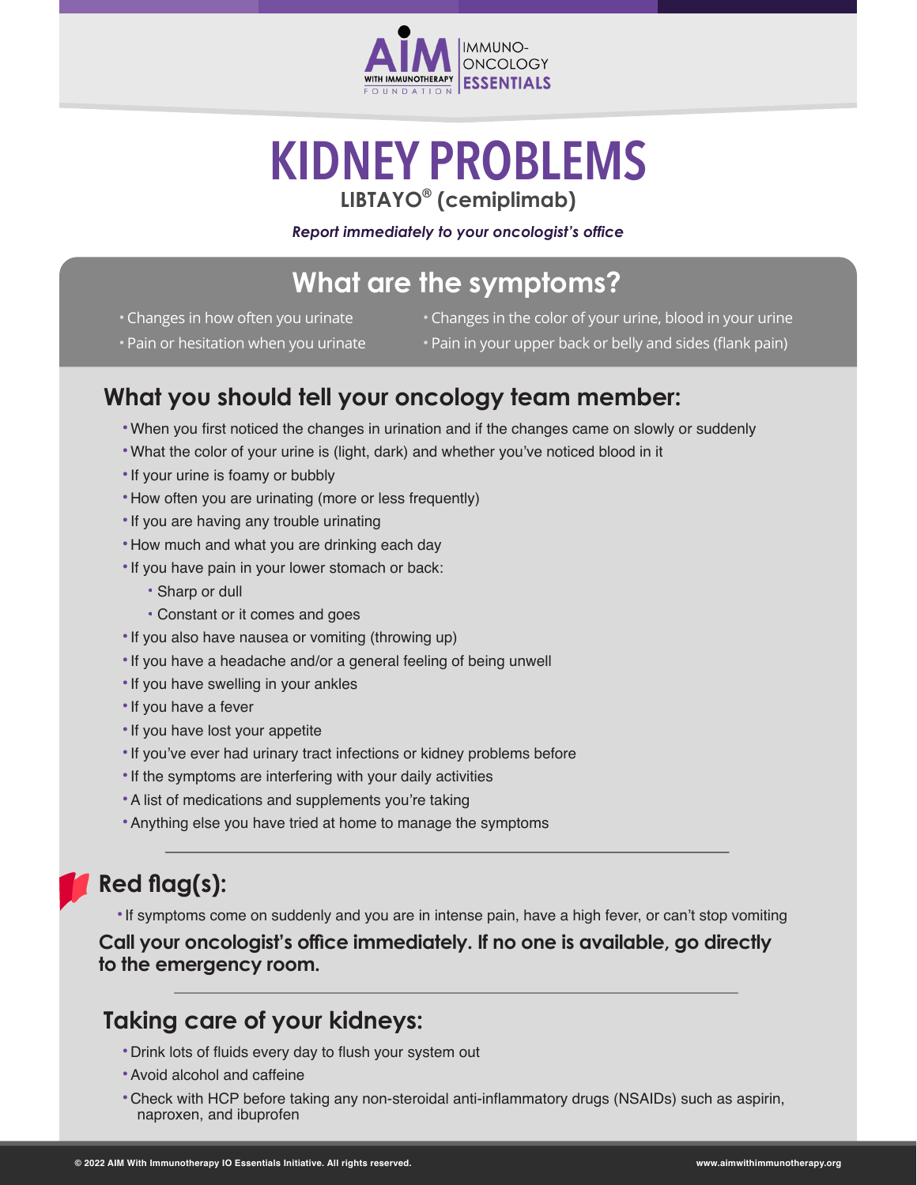# KIDNEY PROBLEMS

**LIBTAYO® (cemiplimab)**

*Report immediately to your oncologist's office*

## What are the symptoms?

- Changes in how often you urinate
- Pain or hesitation when you urinate
- Changes in the color of your urine, blood in your urine
- Pain in your upper back or belly and sides (flank pain)

## What you should tell your oncology team member:

- When you first noticed the changes in urination and if the changes came on slowly or suddenly
- What the color of your urine is (light, dark) and whether you've noticed blood in it
- If your urine is foamy or bubbly
- How often you are urinating (more or less frequently)
- If you are having any trouble urinating
- How much and what you are drinking each day
- If you have pain in your lower stomach or back:
  - Sharp or dull
  - Constant or it comes and goes
- If you also have nausea or vomiting (throwing up)
- If you have a headache and/or a general feeling of being unwell
- If you have swelling in your ankles
- If you have a fever
- If you have lost your appetite
- If you've ever had urinary tract infections or kidney problems before
- If the symptoms are interfering with your daily activities
- A list of medications and supplements you're taking
- Anything else you have tried at home to manage the symptoms

## Red flag(s):

- If symptoms come on suddenly and you are in intense pain, have a high fever, or can't stop vomiting

**Call your oncologist's office immediately. If no one is available, go directly to the emergency room.**

## Taking care of your kidneys:

- Drink lots of fluids every day to flush your system out
- Avoid alcohol and caffeine
- Check with HCP before taking any non-steroidal anti-inflammatory drugs (NSAIDs) such as aspirin, naproxen, and ibuprofen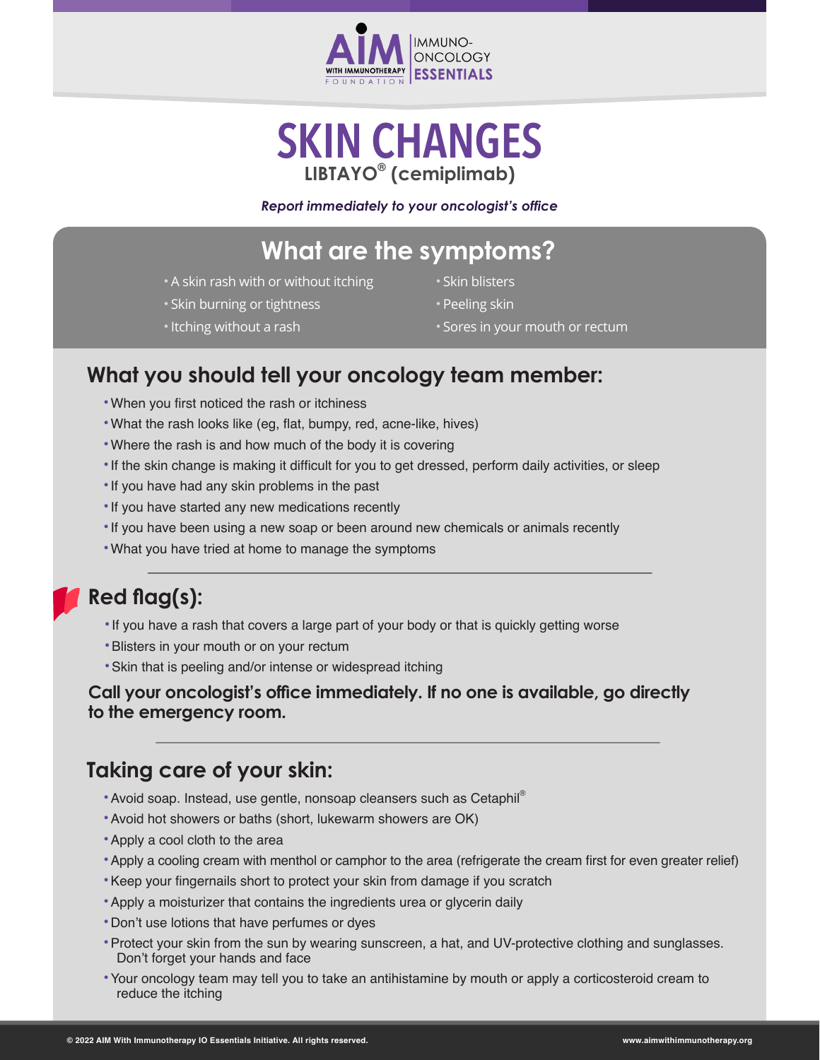# SKIN CHANGES

**LIBTAYO® (cemiplimab)**

***Report immediately to your oncologist's office***

## What are the symptoms?

- A skin rash with or without itching
- Skin burning or tightness
- Itching without a rash
- Skin blisters
- Peeling skin
- Sores in your mouth or rectum

## What you should tell your oncology team member:

- When you first noticed the rash or itchiness
- What the rash looks like (eg, flat, bumpy, red, acne-like, hives)
- Where the rash is and how much of the body it is covering
- If the skin change is making it difficult for you to get dressed, perform daily activities, or sleep
- If you have had any skin problems in the past
- If you have started any new medications recently
- If you have been using a new soap or been around new chemicals or animals recently
- What you have tried at home to manage the symptoms

---

## Red flag(s):

- If you have a rash that covers a large part of your body or that is quickly getting worse
- Blisters in your mouth or on your rectum
- Skin that is peeling and/or intense or widespread itching

**Call your oncologist's office immediately. If no one is available, go directly to the emergency room.**

---

## Taking care of your skin:

- Avoid soap. Instead, use gentle, nonsoap cleansers such as Cetaphil®
- Avoid hot showers or baths (short, lukewarm showers are OK)
- Apply a cool cloth to the area
- Apply a cooling cream with menthol or camphor to the area (refrigerate the cream first for even greater relief)
- Keep your fingernails short to protect your skin from damage if you scratch
- Apply a moisturizer that contains the ingredients urea or glycerin daily
- Don't use lotions that have perfumes or dyes
- Protect your skin from the sun by wearing sunscreen, a hat, and UV-protective clothing and sunglasses. Don't forget your hands and face
- Your oncology team may tell you to take an antihistamine by mouth or apply a corticosteroid cream to reduce the itching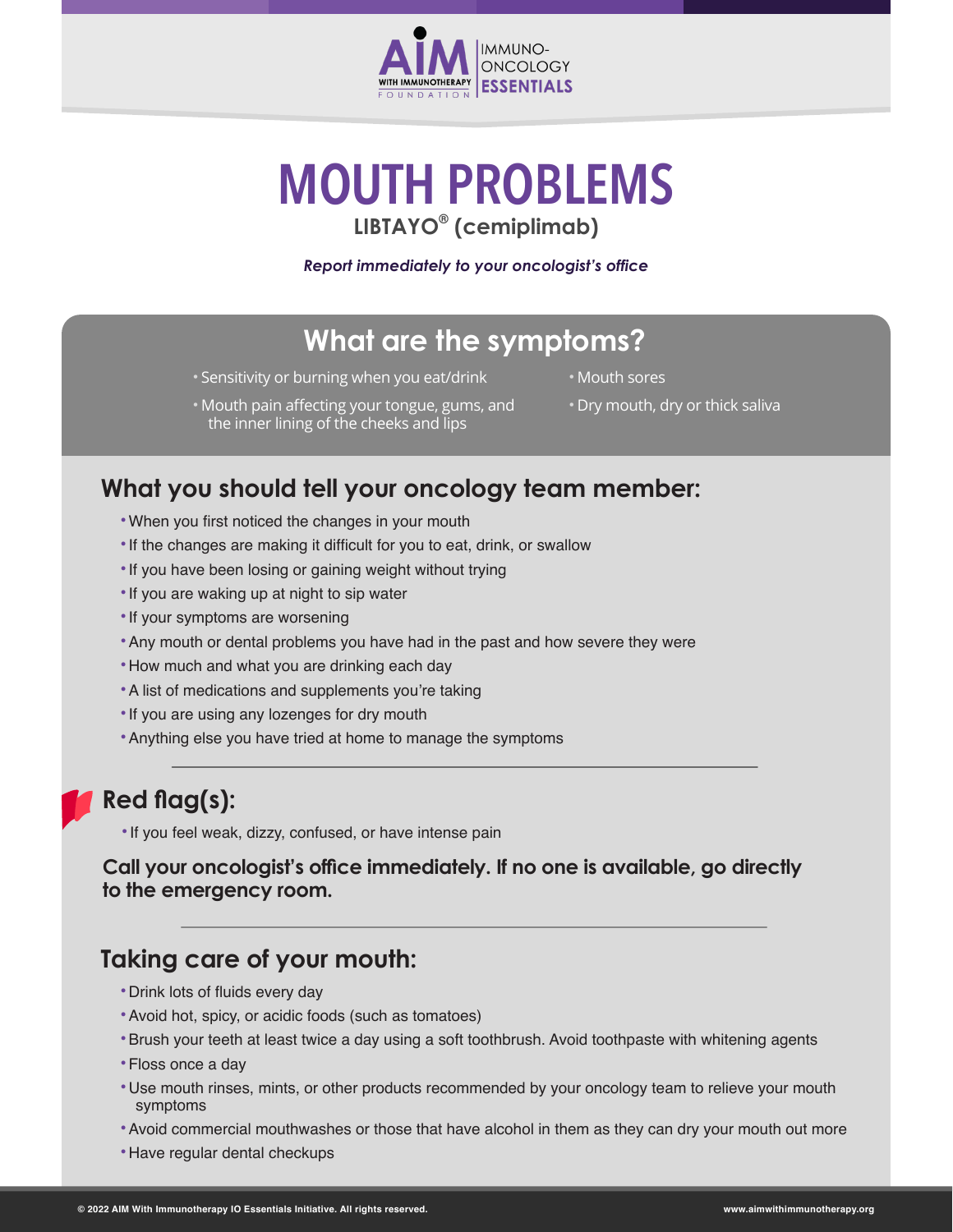# MOUTH PROBLEMS

**LIBTAYO® (cemiplimab)**

*Report immediately to your oncologist's office*

## What are the symptoms?

- Sensitivity or burning when you eat/drink
- Mouth pain affecting your tongue, gums, and the inner lining of the cheeks and lips
- Mouth sores
- Dry mouth, dry or thick saliva

## What you should tell your oncology team member:

- When you first noticed the changes in your mouth
- If the changes are making it difficult for you to eat, drink, or swallow
- If you have been losing or gaining weight without trying
- If you are waking up at night to sip water
- If your symptoms are worsening
- Any mouth or dental problems you have had in the past and how severe they were
- How much and what you are drinking each day
- A list of medications and supplements you're taking
- If you are using any lozenges for dry mouth
- Anything else you have tried at home to manage the symptoms

## Red flag(s):

- If you feel weak, dizzy, confused, or have intense pain

**Call your oncologist's office immediately. If no one is available, go directly to the emergency room.**

## Taking care of your mouth:

- Drink lots of fluids every day
- Avoid hot, spicy, or acidic foods (such as tomatoes)
- Brush your teeth at least twice a day using a soft toothbrush. Avoid toothpaste with whitening agents
- Floss once a day
- Use mouth rinses, mints, or other products recommended by your oncology team to relieve your mouth symptoms
- Avoid commercial mouthwashes or those that have alcohol in them as they can dry your mouth out more
- Have regular dental checkups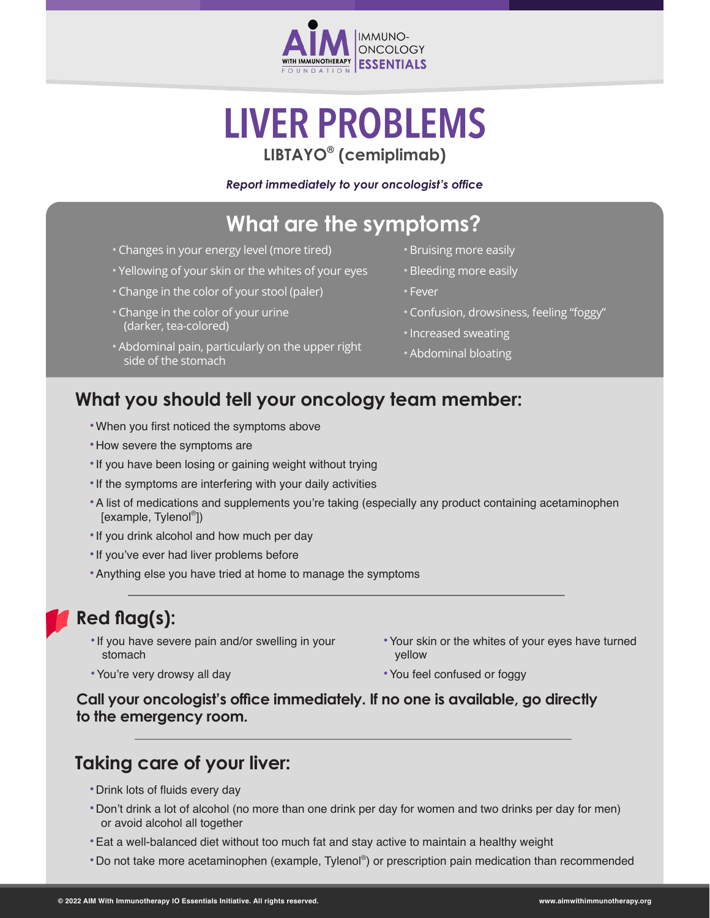# LIVER PROBLEMS

**LIBTAYO® (cemiplimab)**

*Report immediately to your oncologist's office*

## What are the symptoms?

- Changes in your energy level (more tired)
- Yellowing of your skin or the whites of your eyes
- Change in the color of your stool (paler)
- Change in the color of your urine (darker, tea-colored)
- Abdominal pain, particularly on the upper right side of the stomach
- Bruising more easily
- Bleeding more easily
- Fever
- Confusion, drowsiness, feeling "foggy"
- Increased sweating
- Abdominal bloating

## What you should tell your oncology team member:

- When you first noticed the symptoms above
- How severe the symptoms are
- If you have been losing or gaining weight without trying
- If the symptoms are interfering with your daily activities
- A list of medications and supplements you're taking (especially any product containing acetaminophen [example, Tylenol®])
- If you drink alcohol and how much per day
- If you've ever had liver problems before
- Anything else you have tried at home to manage the symptoms

## Red flag(s):

- If you have severe pain and/or swelling in your stomach
- You're very drowsy all day
- Your skin or the whites of your eyes have turned yellow
- You feel confused or foggy

**Call your oncologist's office immediately. If no one is available, go directly to the emergency room.**

## Taking care of your liver:

- Drink lots of fluids every day
- Don't drink a lot of alcohol (no more than one drink per day for women and two drinks per day for men) or avoid alcohol all together
- Eat a well-balanced diet without too much fat and stay active to maintain a healthy weight
- Do not take more acetaminophen (example, Tylenol®) or prescription pain medication than recommended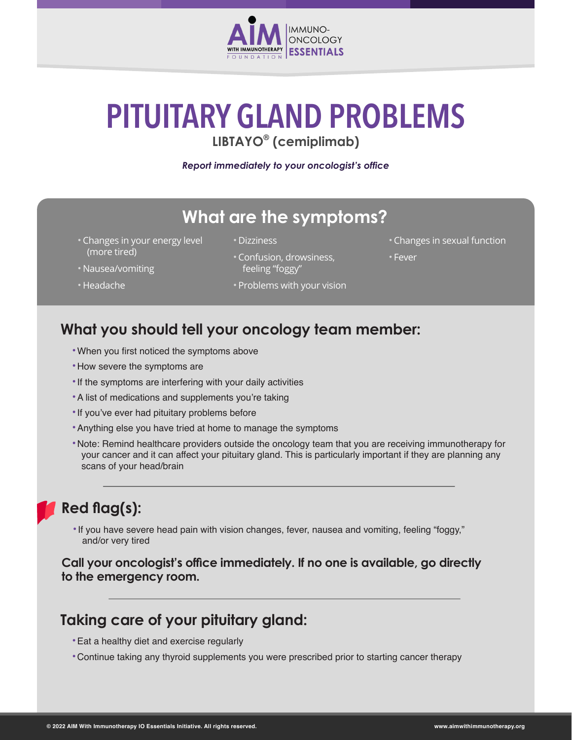# PITUITARY GLAND PROBLEMS

**LIBTAYO® (cemiplimab)**

***Report immediately to your oncologist's office***

## What are the symptoms?

- Changes in your energy level (more tired)
- Nausea/vomiting
- Headache
- Dizziness
- Confusion, drowsiness, feeling "foggy"
- Problems with your vision
- Changes in sexual function
- Fever

## What you should tell your oncology team member:

- When you first noticed the symptoms above
- How severe the symptoms are
- If the symptoms are interfering with your daily activities
- A list of medications and supplements you're taking
- If you've ever had pituitary problems before
- Anything else you have tried at home to manage the symptoms
- Note: Remind healthcare providers outside the oncology team that you are receiving immunotherapy for your cancer and it can affect your pituitary gland. This is particularly important if they are planning any scans of your head/brain

## Red flag(s):

- If you have severe head pain with vision changes, fever, nausea and vomiting, feeling "foggy," and/or very tired

**Call your oncologist's office immediately. If no one is available, go directly to the emergency room.**

## Taking care of your pituitary gland:

- Eat a healthy diet and exercise regularly
- Continue taking any thyroid supplements you were prescribed prior to starting cancer therapy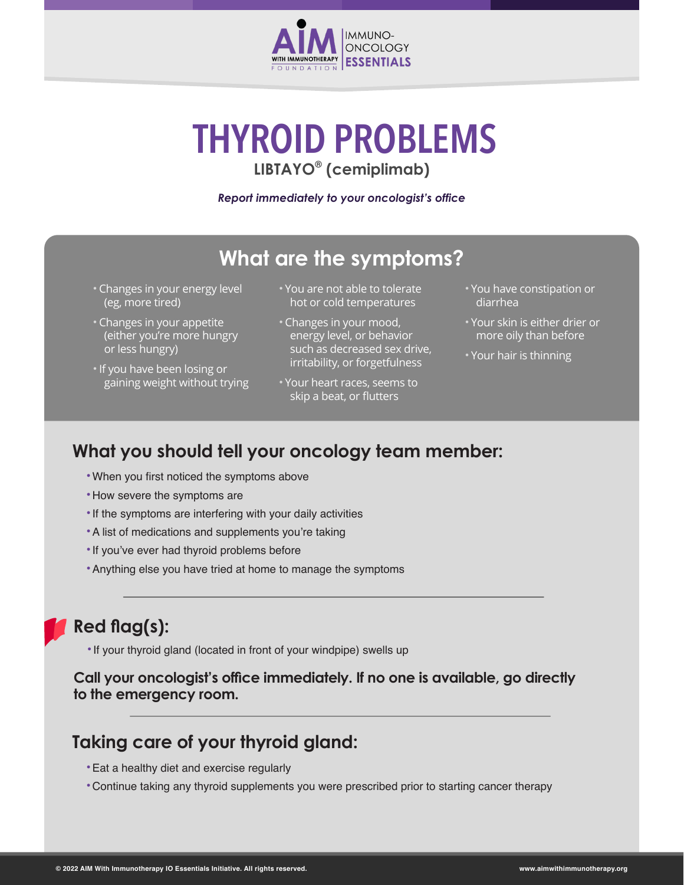# THYROID PROBLEMS

**LIBTAYO® (cemiplimab)**

***Report immediately to your oncologist's office***

## What are the symptoms?

- Changes in your energy level (eg, more tired)
- Changes in your appetite (either you're more hungry or less hungry)
- If you have been losing or gaining weight without trying
- You are not able to tolerate hot or cold temperatures
- Changes in your mood, energy level, or behavior such as decreased sex drive, irritability, or forgetfulness
- Your heart races, seems to skip a beat, or flutters
- You have constipation or diarrhea
- Your skin is either drier or more oily than before
- Your hair is thinning

## What you should tell your oncology team member:

- When you first noticed the symptoms above
- How severe the symptoms are
- If the symptoms are interfering with your daily activities
- A list of medications and supplements you're taking
- If you've ever had thyroid problems before
- Anything else you have tried at home to manage the symptoms

## Red flag(s):

- If your thyroid gland (located in front of your windpipe) swells up

**Call your oncologist's office immediately. If no one is available, go directly to the emergency room.**

## Taking care of your thyroid gland:

- Eat a healthy diet and exercise regularly
- Continue taking any thyroid supplements you were prescribed prior to starting cancer therapy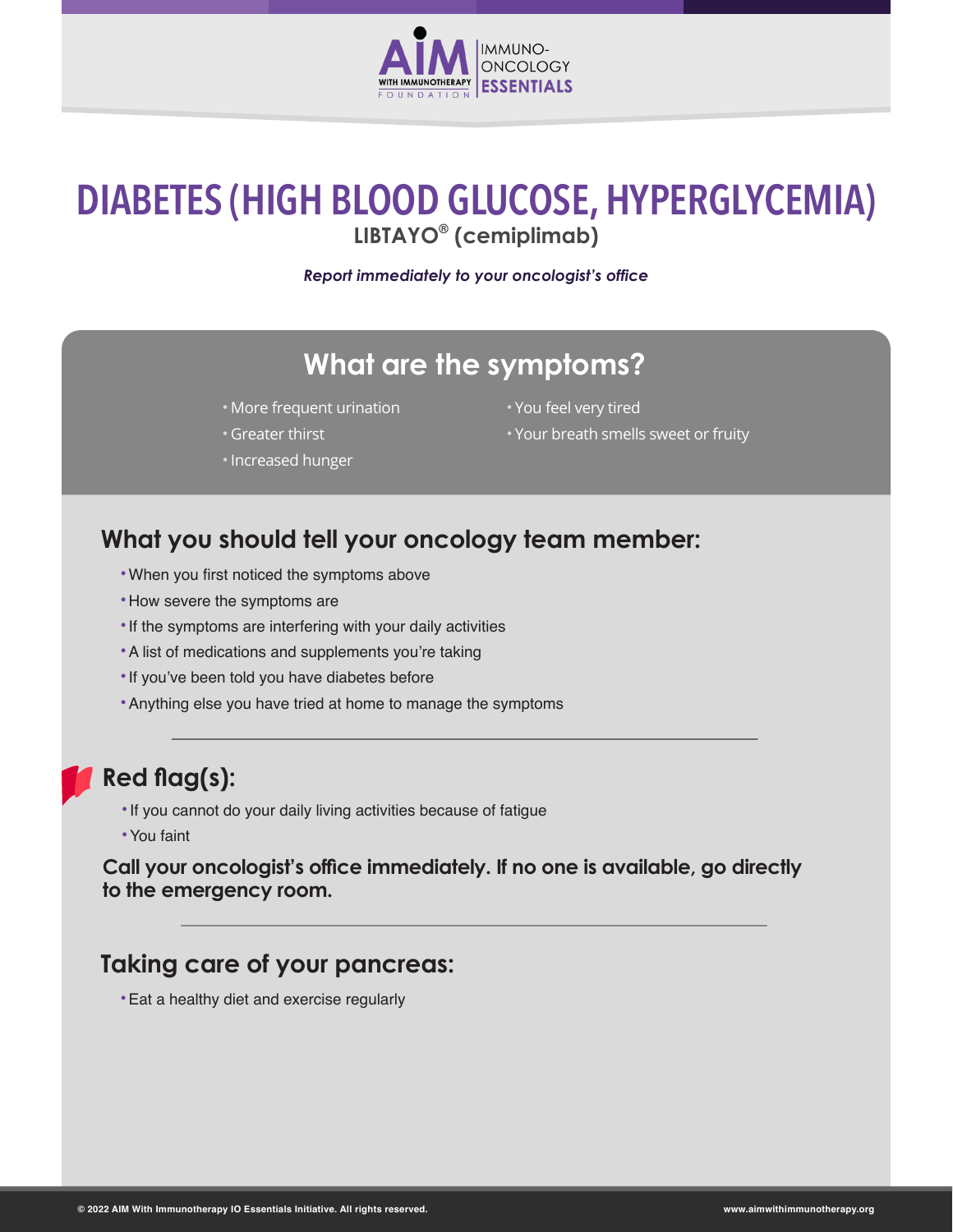# DIABETES (HIGH BLOOD GLUCOSE, HYPERGLYCEMIA)

**LIBTAYO® (cemiplimab)**

***Report immediately to your oncologist's office***

## What are the symptoms?

- More frequent urination
- Greater thirst
- Increased hunger
- You feel very tired
- Your breath smells sweet or fruity

## What you should tell your oncology team member:

- When you first noticed the symptoms above
- How severe the symptoms are
- If the symptoms are interfering with your daily activities
- A list of medications and supplements you're taking
- If you've been told you have diabetes before
- Anything else you have tried at home to manage the symptoms

## Red flag(s):

- If you cannot do your daily living activities because of fatigue
- You faint

**Call your oncologist's office immediately. If no one is available, go directly to the emergency room.**

## Taking care of your pancreas:

- Eat a healthy diet and exercise regularly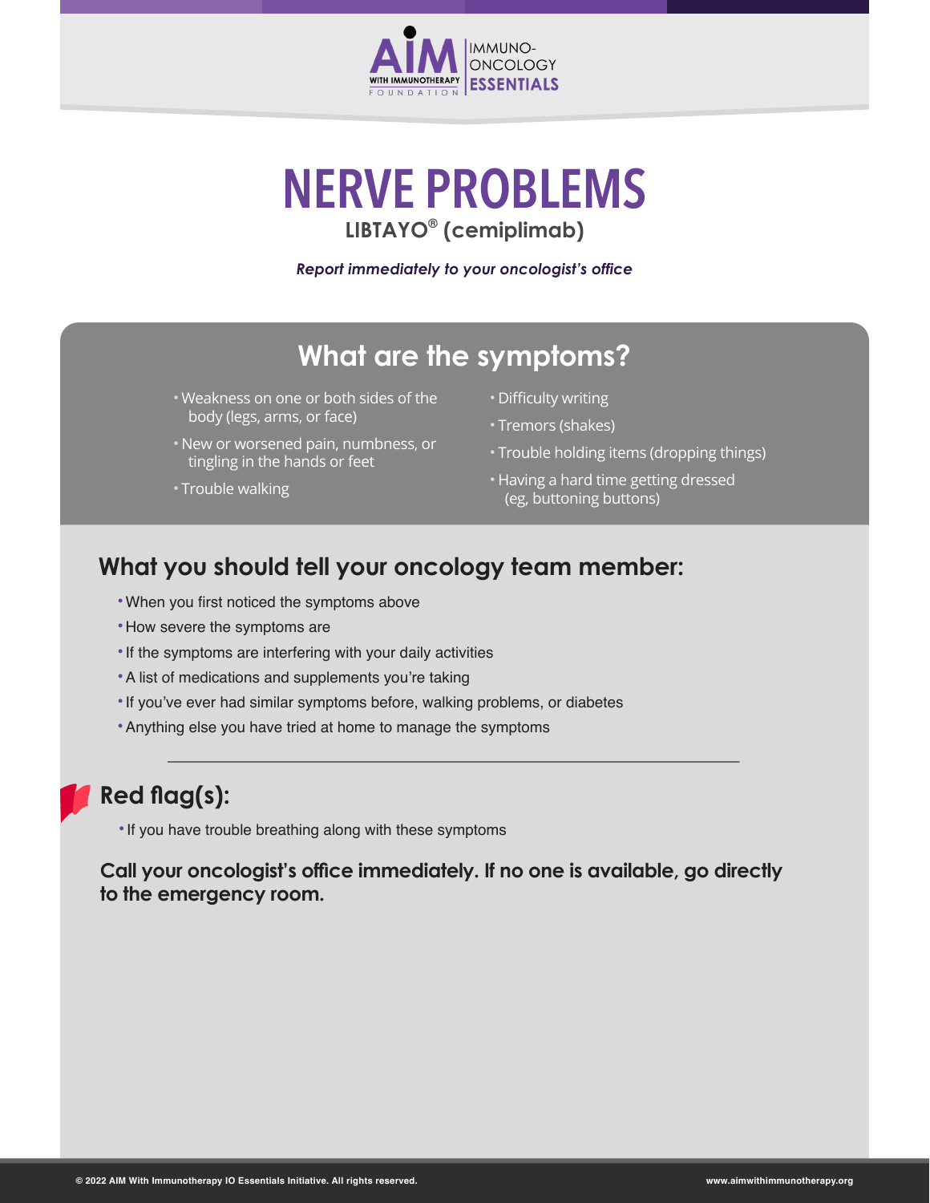# NERVE PROBLEMS

**LIBTAYO® (cemiplimab)**

***Report immediately to your oncologist's office***

## What are the symptoms?

- Weakness on one or both sides of the body (legs, arms, or face)
- New or worsened pain, numbness, or tingling in the hands or feet
- Trouble walking
- Difficulty writing
- Tremors (shakes)
- Trouble holding items (dropping things)
- Having a hard time getting dressed (eg, buttoning buttons)

## What you should tell your oncology team member:

- When you first noticed the symptoms above
- How severe the symptoms are
- If the symptoms are interfering with your daily activities
- A list of medications and supplements you're taking
- If you've ever had similar symptoms before, walking problems, or diabetes
- Anything else you have tried at home to manage the symptoms

---

## Red flag(s):

- If you have trouble breathing along with these symptoms

**Call your oncologist's office immediately. If no one is available, go directly to the emergency room.**

© 2022 AIM With Immunotherapy IO Essentials Initiative. All rights reserved. www.aimwithimmunotherapy.org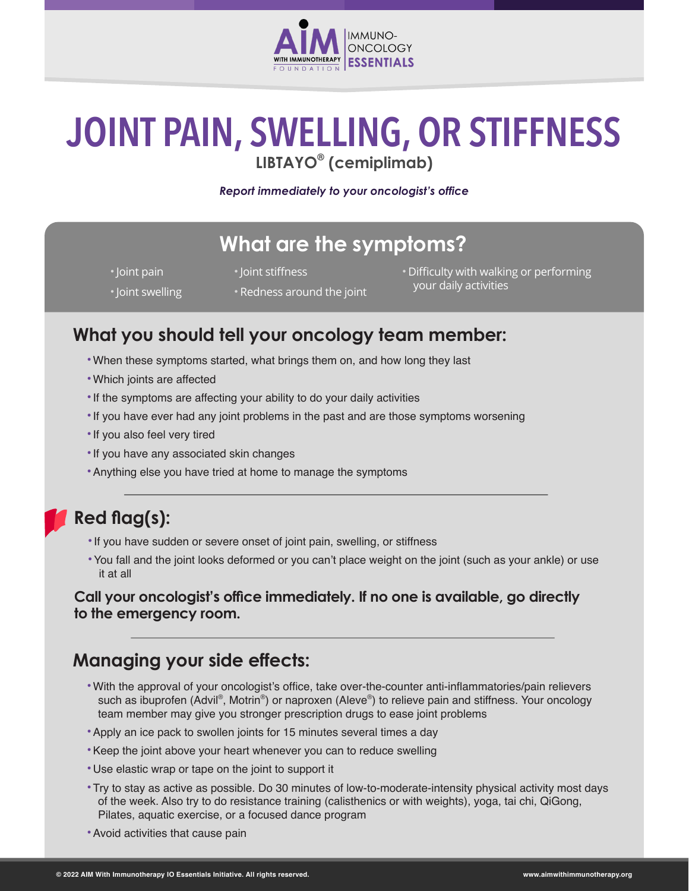# JOINT PAIN, SWELLING, OR STIFFNESS

**LIBTAYO® (cemiplimab)**

***Report immediately to your oncologist's office***

## What are the symptoms?

- Joint pain
- Joint swelling
- Joint stiffness
- Redness around the joint
- Difficulty with walking or performing your daily activities

## What you should tell your oncology team member:

- When these symptoms started, what brings them on, and how long they last
- Which joints are affected
- If the symptoms are affecting your ability to do your daily activities
- If you have ever had any joint problems in the past and are those symptoms worsening
- If you also feel very tired
- If you have any associated skin changes
- Anything else you have tried at home to manage the symptoms

## Red flag(s):

- If you have sudden or severe onset of joint pain, swelling, or stiffness
- You fall and the joint looks deformed or you can't place weight on the joint (such as your ankle) or use it at all

**Call your oncologist's office immediately. If no one is available, go directly to the emergency room.**

## Managing your side effects:

- With the approval of your oncologist's office, take over-the-counter anti-inflammatories/pain relievers such as ibuprofen (Advil®, Motrin®) or naproxen (Aleve®) to relieve pain and stiffness. Your oncology team member may give you stronger prescription drugs to ease joint problems
- Apply an ice pack to swollen joints for 15 minutes several times a day
- Keep the joint above your heart whenever you can to reduce swelling
- Use elastic wrap or tape on the joint to support it
- Try to stay as active as possible. Do 30 minutes of low-to-moderate-intensity physical activity most days of the week. Also try to do resistance training (calisthenics or with weights), yoga, tai chi, QiGong, Pilates, aquatic exercise, or a focused dance program
- Avoid activities that cause pain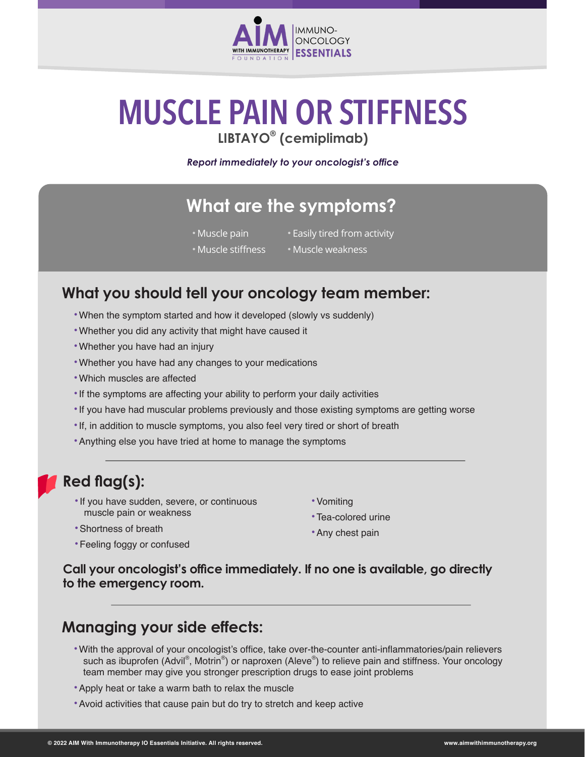# MUSCLE PAIN OR STIFFNESS

**LIBTAYO® (cemiplimab)**

*Report immediately to your oncologist's office*

## What are the symptoms?

- Muscle pain
- Muscle stiffness
- Easily tired from activity
- Muscle weakness

## What you should tell your oncology team member:

- When the symptom started and how it developed (slowly vs suddenly)
- Whether you did any activity that might have caused it
- Whether you have had an injury
- Whether you have had any changes to your medications
- Which muscles are affected
- If the symptoms are affecting your ability to perform your daily activities
- If you have had muscular problems previously and those existing symptoms are getting worse
- If, in addition to muscle symptoms, you also feel very tired or short of breath
- Anything else you have tried at home to manage the symptoms

## Red flag(s):

- If you have sudden, severe, or continuous muscle pain or weakness
- Shortness of breath
- Feeling foggy or confused
- Vomiting
- Tea-colored urine
- Any chest pain

**Call your oncologist's office immediately. If no one is available, go directly to the emergency room.**

## Managing your side effects:

- With the approval of your oncologist's office, take over-the-counter anti-inflammatories/pain relievers such as ibuprofen (Advil®, Motrin®) or naproxen (Aleve®) to relieve pain and stiffness. Your oncology team member may give you stronger prescription drugs to ease joint problems
- Apply heat or take a warm bath to relax the muscle
- Avoid activities that cause pain but do try to stretch and keep active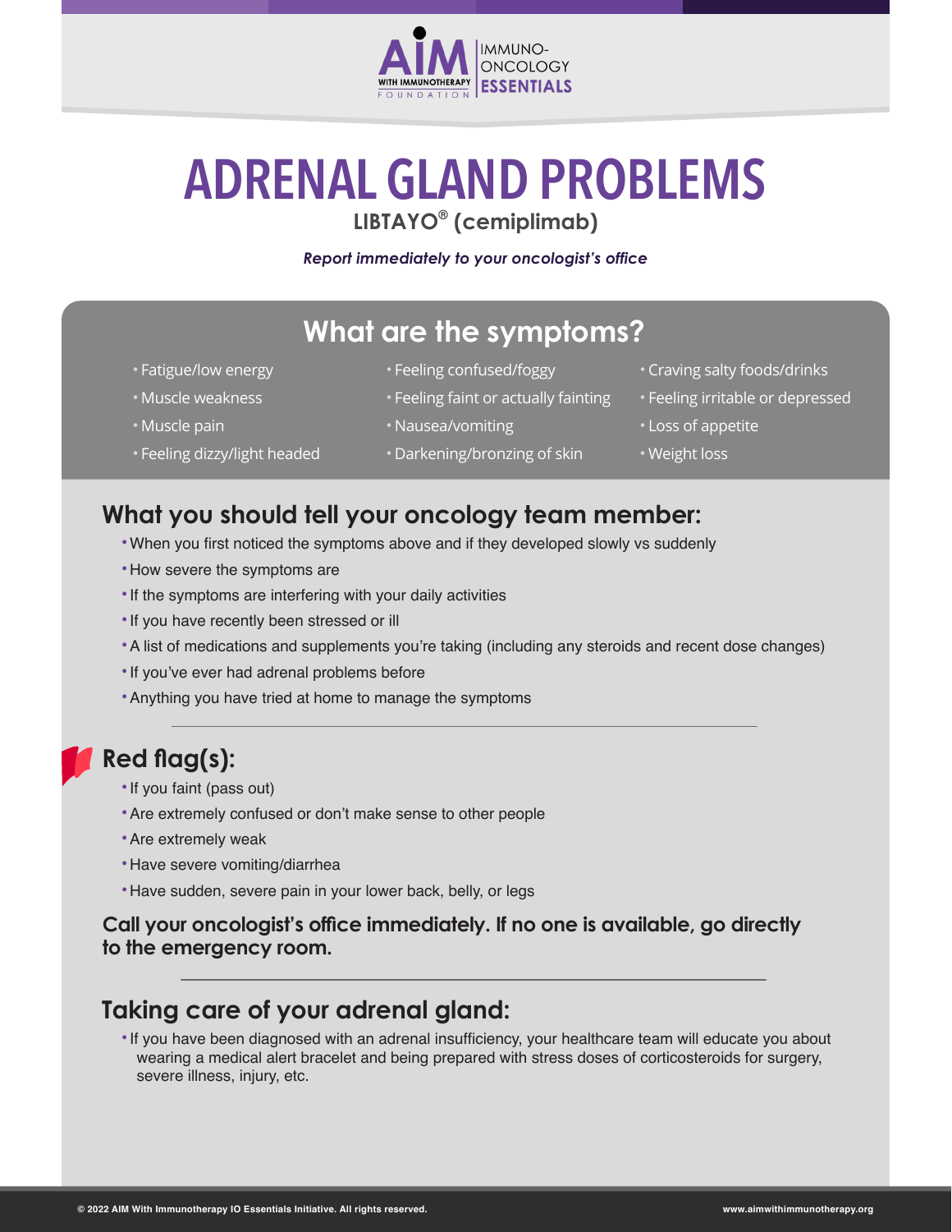# ADRENAL GLAND PROBLEMS

**LIBTAYO® (cemiplimab)**

*Report immediately to your oncologist's office*

## What are the symptoms?

- Fatigue/low energy
- Muscle weakness
- Muscle pain
- Feeling dizzy/light headed
- Feeling confused/foggy
- Feeling faint or actually fainting
- Nausea/vomiting
- Darkening/bronzing of skin
- Craving salty foods/drinks
- Feeling irritable or depressed
- Loss of appetite
- Weight loss

## What you should tell your oncology team member:

- When you first noticed the symptoms above and if they developed slowly vs suddenly
- How severe the symptoms are
- If the symptoms are interfering with your daily activities
- If you have recently been stressed or ill
- A list of medications and supplements you're taking (including any steroids and recent dose changes)
- If you've ever had adrenal problems before
- Anything you have tried at home to manage the symptoms

## Red flag(s):

- If you faint (pass out)
- Are extremely confused or don't make sense to other people
- Are extremely weak
- Have severe vomiting/diarrhea
- Have sudden, severe pain in your lower back, belly, or legs

**Call your oncologist's office immediately. If no one is available, go directly to the emergency room.**

## Taking care of your adrenal gland:

- If you have been diagnosed with an adrenal insufficiency, your healthcare team will educate you about wearing a medical alert bracelet and being prepared with stress doses of corticosteroids for surgery, severe illness, injury, etc.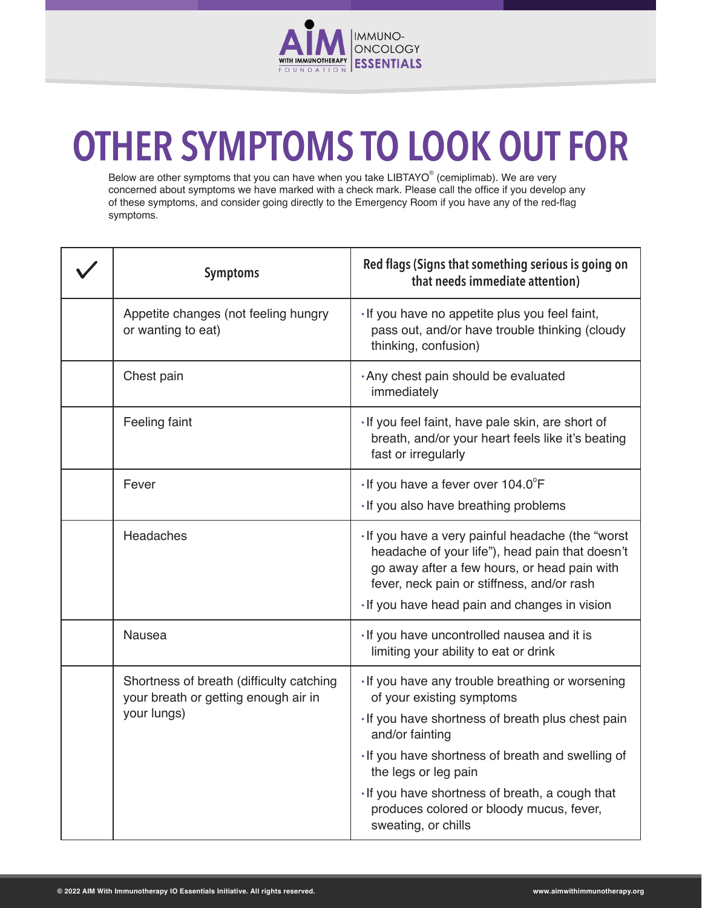# OTHER SYMPTOMS TO LOOK OUT FOR

Below are other symptoms that you can have when you take LIBTAYO® (cemiplimab). We are very concerned about symptoms we have marked with a check mark. Please call the office if you develop any of these symptoms, and consider going directly to the Emergency Room if you have any of the red-flag symptoms.

| ✓ | Symptoms | Red flags (Signs that something serious is going on that needs immediate attention) |
|---|---|---|
| | Appetite changes (not feeling hungry or wanting to eat) | • If you have no appetite plus you feel faint, pass out, and/or have trouble thinking (cloudy thinking, confusion) |
| | Chest pain | • Any chest pain should be evaluated immediately |
| | Feeling faint | • If you feel faint, have pale skin, are short of breath, and/or your heart feels like it's beating fast or irregularly |
| | Fever | • If you have a fever over 104.0°F<br>• If you also have breathing problems |
| | Headaches | • If you have a very painful headache (the "worst headache of your life"), head pain that doesn't go away after a few hours, or head pain with fever, neck pain or stiffness, and/or rash<br>• If you have head pain and changes in vision |
| | Nausea | • If you have uncontrolled nausea and it is limiting your ability to eat or drink |
| | Shortness of breath (difficulty catching your breath or getting enough air in your lungs) | • If you have any trouble breathing or worsening of your existing symptoms<br>• If you have shortness of breath plus chest pain and/or fainting<br>• If you have shortness of breath and swelling of the legs or leg pain<br>• If you have shortness of breath, a cough that produces colored or bloody mucus, fever, sweating, or chills |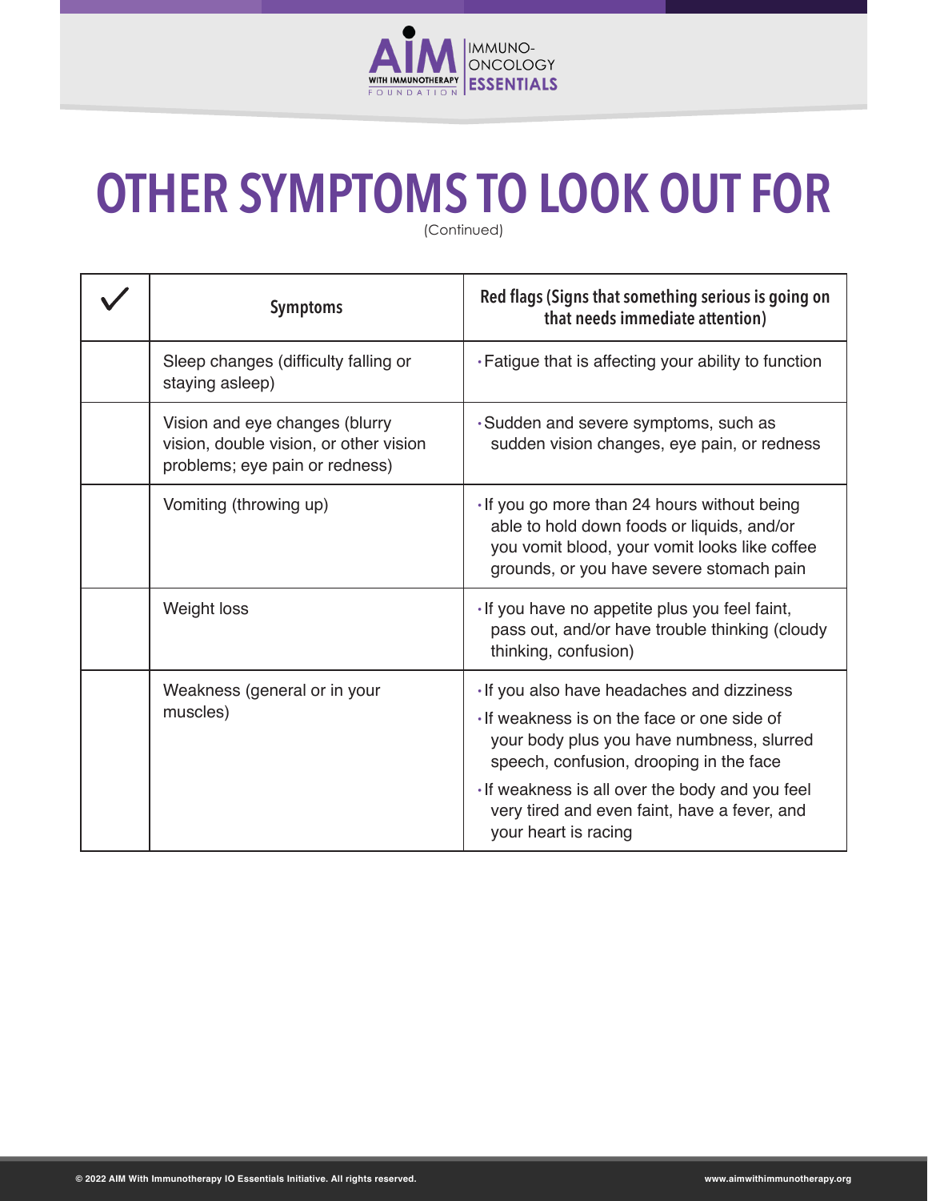# OTHER SYMPTOMS TO LOOK OUT FOR

(Continued)

| ✓ | Symptoms | Red flags (Signs that something serious is going on that needs immediate attention) |
|---|---|---|
| | Sleep changes (difficulty falling or staying asleep) | • Fatigue that is affecting your ability to function |
| | Vision and eye changes (blurry vision, double vision, or other vision problems; eye pain or redness) | • Sudden and severe symptoms, such as sudden vision changes, eye pain, or redness |
| | Vomiting (throwing up) | • If you go more than 24 hours without being able to hold down foods or liquids, and/or you vomit blood, your vomit looks like coffee grounds, or you have severe stomach pain |
| | Weight loss | • If you have no appetite plus you feel faint, pass out, and/or have trouble thinking (cloudy thinking, confusion) |
| | Weakness (general or in your muscles) | • If you also have headaches and dizziness<br>• If weakness is on the face or one side of your body plus you have numbness, slurred speech, confusion, drooping in the face<br>• If weakness is all over the body and you feel very tired and even faint, have a fever, and your heart is racing |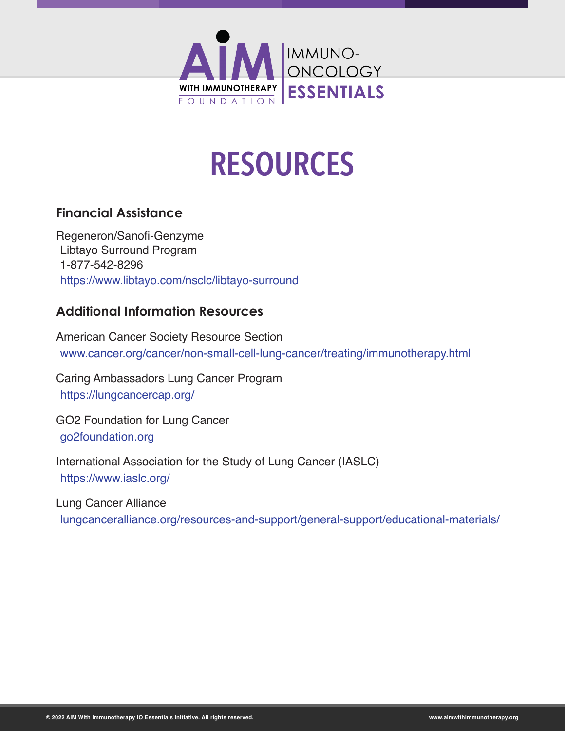# RESOURCES

## Financial Assistance

Regeneron/Sanofi-Genzyme
Libtayo Surround Program
1-877-542-8296
https://www.libtayo.com/nsclc/libtayo-surround

## Additional Information Resources

American Cancer Society Resource Section
www.cancer.org/cancer/non-small-cell-lung-cancer/treating/immunotherapy.html

Caring Ambassadors Lung Cancer Program
https://lungcancercap.org/

GO2 Foundation for Lung Cancer
go2foundation.org

International Association for the Study of Lung Cancer (IASLC)
https://www.iaslc.org/

Lung Cancer Alliance
lungcanceralliance.org/resources-and-support/general-support/educational-materials/